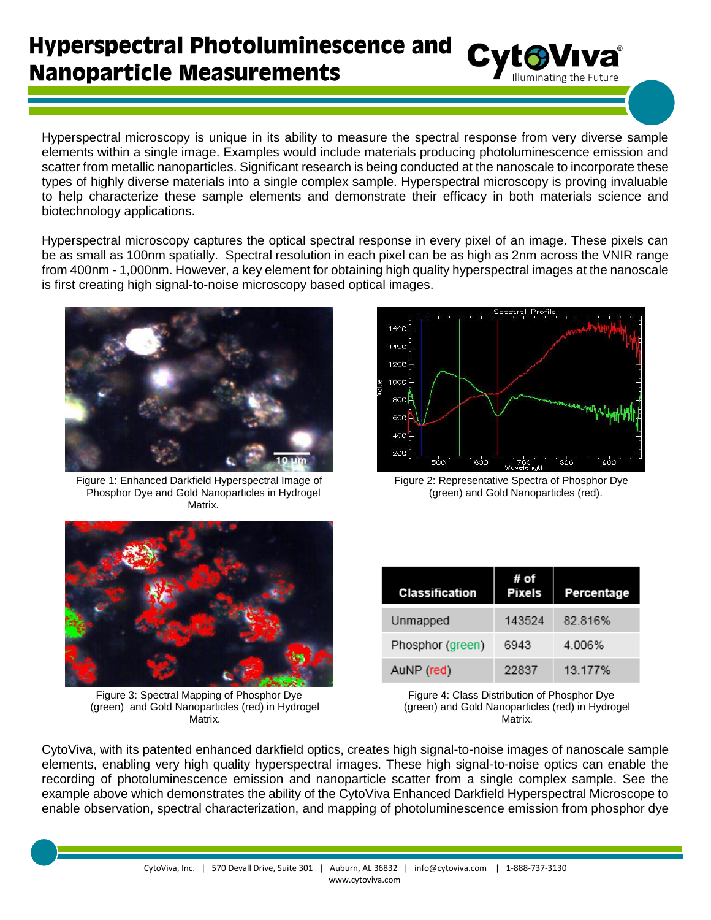# Hyperspectral Photoluminescence and Nanoparticle Measurements

Hyperspectral microscopy is unique in its ability to measure the spectral response from very diverse sample elements within a single image. Examples would include materials producing photoluminescence emission and scatter from metallic nanoparticles. Significant research is being conducted at the nanoscale to incorporate these types of highly diverse materials into a single complex sample. Hyperspectral microscopy is proving invaluable to help characterize these sample elements and demonstrate their efficacy in both materials science and biotechnology applications.

Hyperspectral microscopy captures the optical spectral response in every pixel of an image. These pixels can be as small as 100nm spatially. Spectral resolution in each pixel can be as high as 2nm across the VNIR range from 400nm - 1,000nm. However, a key element for obtaining high quality hyperspectral images at the nanoscale is first creating high signal-to-noise microscopy based optical images.

Figure 1: Enhanced Darkfield Hyperspectral Image of Phosphor Dye and Gold Nanoparticles in Hydrogel Matrix.

Figure 2: Representative Spectra of Phosphor Dye (green) and Gold Nanoparticles (red).

Figure 3: Spectral Mapping of Phosphor Dye (green) and Gold Nanoparticles (red) in Hydrogel Matrix.

| Classification | # of Pixels | Percentage |
|---|---|---|
| Unmapped | 143524 | 82.816% |
| Phosphor (green) | 6943 | 4.006% |
| AuNP (red) | 22837 | 13.177% |

Figure 4: Class Distribution of Phosphor Dye (green) and Gold Nanoparticles (red) in Hydrogel Matrix.

CytoViva, with its patented enhanced darkfield optics, creates high signal-to-noise images of nanoscale sample elements, enabling very high quality hyperspectral images. These high signal-to-noise optics can enable the recording of photoluminescence emission and nanoparticle scatter from a single complex sample. See the example above which demonstrates the ability of the CytoViva Enhanced Darkfield Hyperspectral Microscope to enable observation, spectral characterization, and mapping of photoluminescence emission from phosphor dye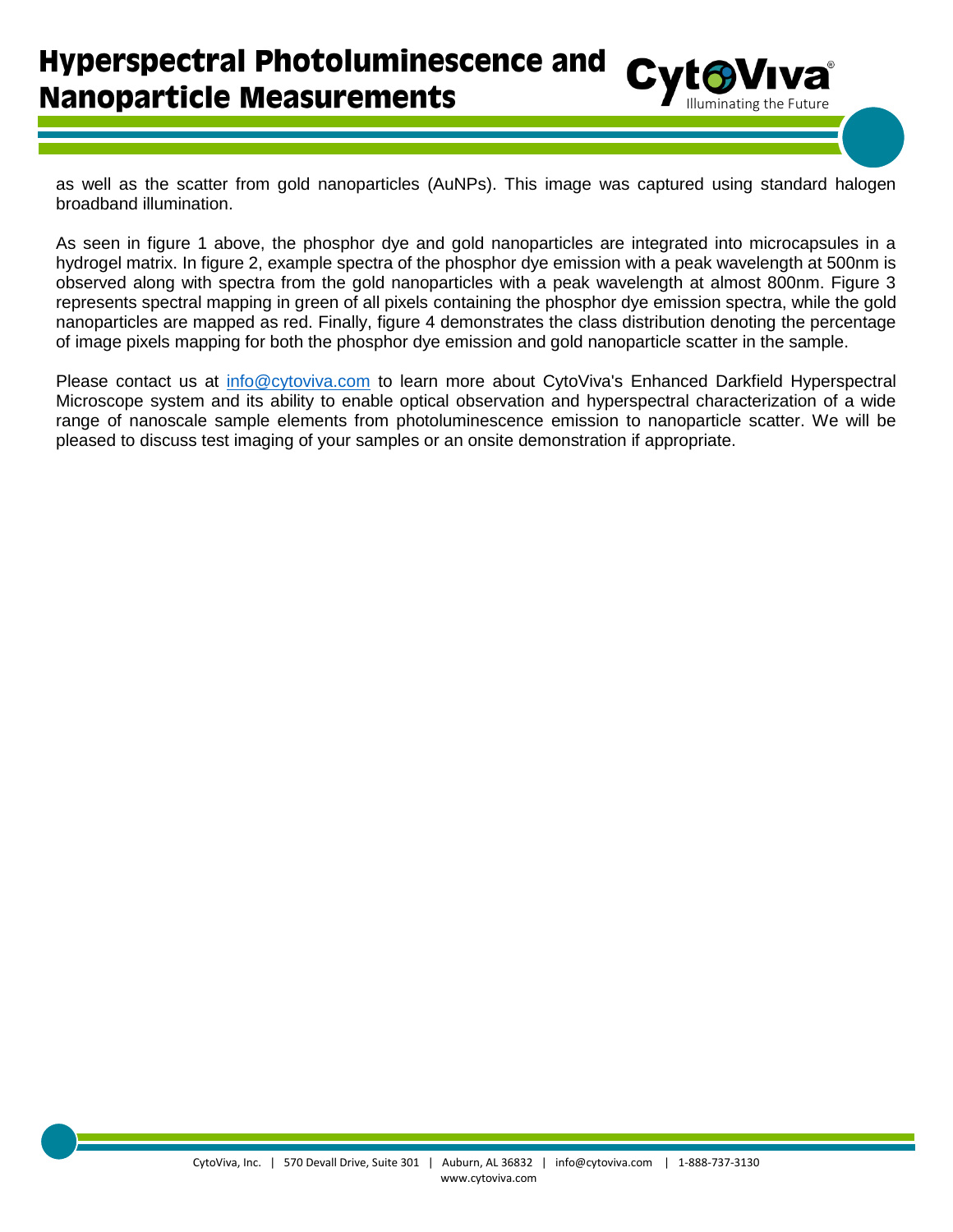as well as the scatter from gold nanoparticles (AuNPs). This image was captured using standard halogen broadband illumination.

As seen in figure 1 above, the phosphor dye and gold nanoparticles are integrated into microcapsules in a hydrogel matrix. In figure 2, example spectra of the phosphor dye emission with a peak wavelength at 500nm is observed along with spectra from the gold nanoparticles with a peak wavelength at almost 800nm. Figure 3 represents spectral mapping in green of all pixels containing the phosphor dye emission spectra, while the gold nanoparticles are mapped as red. Finally, figure 4 demonstrates the class distribution denoting the percentage of image pixels mapping for both the phosphor dye emission and gold nanoparticle scatter in the sample.

Please contact us at info@cytoviva.com to learn more about CytoViva's Enhanced Darkfield Hyperspectral Microscope system and its ability to enable optical observation and hyperspectral characterization of a wide range of nanoscale sample elements from photoluminescence emission to nanoparticle scatter. We will be pleased to discuss test imaging of your samples or an onsite demonstration if appropriate.